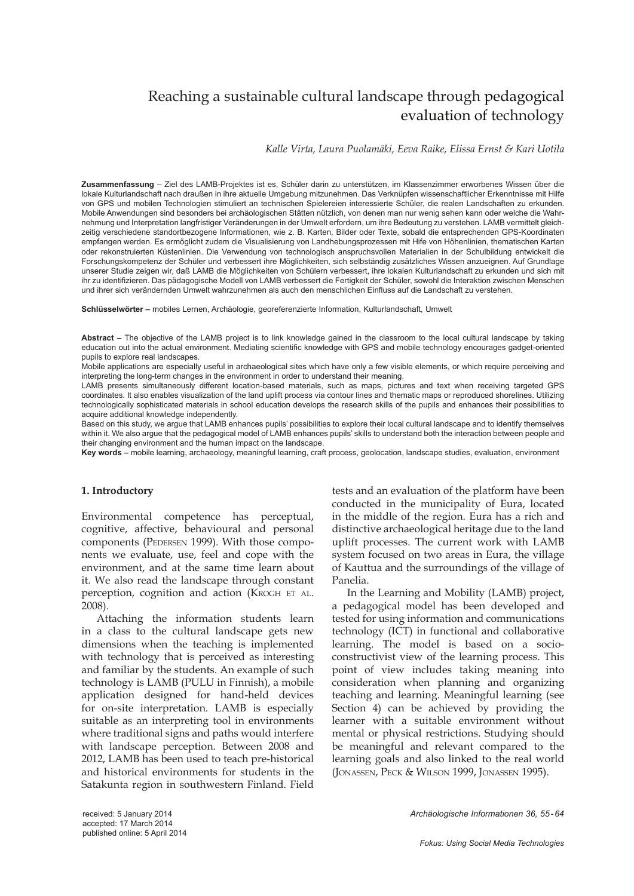# Reaching a sustainable cultural landscape through pedagogical evaluation of technology

*Kalle Virta, Laura Puolamäki, Eeva Raike, Elissa Ernst & Kari Uotila*

**Zusammenfassung** – Ziel des LAMB-Projektes ist es, Schüler darin zu unterstützen, im Klassenzimmer erworbenes Wissen über die lokale Kulturlandschaft nach draußen in ihre aktuelle Umgebung mitzunehmen. Das Verknüpfen wissenschaftlicher Erkenntnisse mit Hilfe von GPS und mobilen Technologien stimuliert an technischen Spielereien interessierte Schüler, die realen Landschaften zu erkunden. Mobile Anwendungen sind besonders bei archäologischen Stätten nützlich, von denen man nur wenig sehen kann oder welche die Wahrnehmung und Interpretation langfristiger Veränderungen in der Umwelt erfordern, um ihre Bedeutung zu verstehen. LAMB vermittelt gleichzeitig verschiedene standortbezogene Informationen, wie z. B. Karten, Bilder oder Texte, sobald die entsprechenden GPS-Koordinaten empfangen werden. Es ermöglicht zudem die Visualisierung von Landhebungsprozessen mit Hife von Höhenlinien, thematischen Karten oder rekonstruierten Küstenlinien. Die Verwendung von technologisch anspruchsvollen Materialien in der Schulbildung entwickelt die Forschungskompetenz der Schüler und verbessert ihre Möglichkeiten, sich selbständig zusätzliches Wissen anzueignen. Auf Grundlage unserer Studie zeigen wir, daß LAMB die Möglichkeiten von Schülern verbessert, ihre lokalen Kulturlandschaft zu erkunden und sich mit ihr zu identifizieren. Das pädagogische Modell von LAMB verbessert die Fertigkeit der Schüler, sowohl die Interaktion zwischen Menschen und ihrer sich verändernden Umwelt wahrzunehmen als auch den menschlichen Einfluss auf die Landschaft zu verstehen.

**Schlüsselwörter –** mobiles Lernen, Archäologie, georeferenzierte Information, Kulturlandschaft, Umwelt

**Abstract** – The objective of the LAMB project is to link knowledge gained in the classroom to the local cultural landscape by taking education out into the actual environment. Mediating scientific knowledge with GPS and mobile technology encourages gadget-oriented pupils to explore real landscapes.

Mobile applications are especially useful in archaeological sites which have only a few visible elements, or which require perceiving and interpreting the long-term changes in the environment in order to understand their meaning.

LAMB presents simultaneously different location-based materials, such as maps, pictures and text when receiving targeted GPS coordinates. It also enables visualization of the land uplift process via contour lines and thematic maps or reproduced shorelines. Utilizing technologically sophisticated materials in school education develops the research skills of the pupils and enhances their possibilities to acquire additional knowledge independently.

Based on this study, we argue that LAMB enhances pupils' possibilities to explore their local cultural landscape and to identify themselves within it. We also argue that the pedagogical model of LAMB enhances pupils' skills to understand both the interaction between people and their changing environment and the human impact on the landscape.

**Key words –** mobile learning, archaeology, meaningful learning, craft process, geolocation, landscape studies, evaluation, environment

## 1. Introductory

Environmental competence has perceptual, cognitive, affective, behavioural and personal components (Pedersen 1999). With those components we evaluate, use, feel and cope with the environment, and at the same time learn about it. We also read the landscape through constant perception, cognition and action (Krogh et al. 2008).

Attaching the information students learn in a class to the cultural landscape gets new dimensions when the teaching is implemented with technology that is perceived as interesting and familiar by the students. An example of such technology is LAMB (PULU in Finnish), a mobile application designed for hand-held devices for on-site interpretation. LAMB is especially suitable as an interpreting tool in environments where traditional signs and paths would interfere with landscape perception. Between 2008 and 2012, LAMB has been used to teach pre-historical and historical environments for students in the Satakunta region in southwestern Finland. Field tests and an evaluation of the platform have been conducted in the municipality of Eura, located in the middle of the region. Eura has a rich and distinctive archaeological heritage due to the land uplift processes. The current work with LAMB system focused on two areas in Eura, the village of Kauttua and the surroundings of the village of Panelia.

In the Learning and Mobility (LAMB) project, a pedagogical model has been developed and tested for using information and communications technology (ICT) in functional and collaborative learning. The model is based on a socio-constructivist view of the learning process. This point of view includes taking meaning into consideration when planning and organizing teaching and learning. Meaningful learning (see Section 4) can be achieved by providing the learner with a suitable environment without mental or physical restrictions. Studying should be meaningful and relevant compared to the learning goals and also linked to the real world (Jonassen, Peck & Wilson 1999, Jonassen 1995).

received: 5 January 2014
accepted: 17 March 2014
published online: 5 April 2014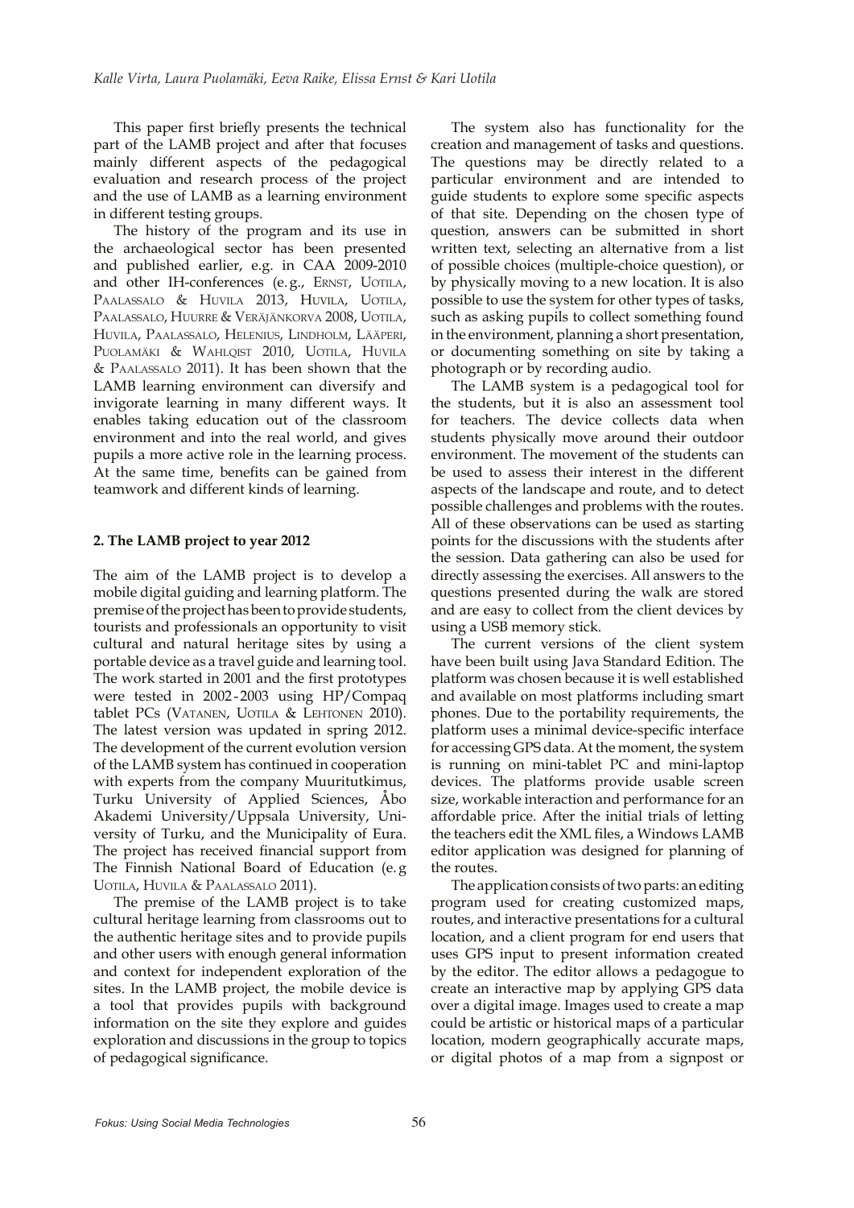This paper first briefly presents the technical part of the LAMB project and after that focuses mainly different aspects of the pedagogical evaluation and research process of the project and the use of LAMB as a learning environment in different testing groups.

The history of the program and its use in the archaeological sector has been presented and published earlier, e.g. in CAA 2009-2010 and other IH-conferences (e.g., Ernst, Uotila, Paalassalo & Huvila 2013, Huvila, Uotila, Paalassalo, Huurre & Veräjänkorva 2008, Uotila, Huvila, Paalassalo, Helenius, Lindholm, Lääperi, Puolamäki & Wahlqist 2010, Uotila, Huvila & Paalassalo 2011). It has been shown that the LAMB learning environment can diversify and invigorate learning in many different ways. It enables taking education out of the classroom environment and into the real world, and gives pupils a more active role in the learning process. At the same time, benefits can be gained from teamwork and different kinds of learning.

## 2. The LAMB project to year 2012

The aim of the LAMB project is to develop a mobile digital guiding and learning platform. The premise of the project has been to provide students, tourists and professionals an opportunity to visit cultural and natural heritage sites by using a portable device as a travel guide and learning tool. The work started in 2001 and the first prototypes were tested in 2002-2003 using HP/Compaq tablet PCs (Vatanen, Uotila & Lehtonen 2010). The latest version was updated in spring 2012. The development of the current evolution version of the LAMB system has continued in cooperation with experts from the company Muuritutkimus, Turku University of Applied Sciences, Åbo Akademi University/Uppsala University, University of Turku, and the Municipality of Eura. The project has received financial support from The Finnish National Board of Education (e.g Uotila, Huvila & Paalassalo 2011).

The premise of the LAMB project is to take cultural heritage learning from classrooms out to the authentic heritage sites and to provide pupils and other users with enough general information and context for independent exploration of the sites. In the LAMB project, the mobile device is a tool that provides pupils with background information on the site they explore and guides exploration and discussions in the group to topics of pedagogical significance.

The system also has functionality for the creation and management of tasks and questions. The questions may be directly related to a particular environment and are intended to guide students to explore some specific aspects of that site. Depending on the chosen type of question, answers can be submitted in short written text, selecting an alternative from a list of possible choices (multiple-choice question), or by physically moving to a new location. It is also possible to use the system for other types of tasks, such as asking pupils to collect something found in the environment, planning a short presentation, or documenting something on site by taking a photograph or by recording audio.

The LAMB system is a pedagogical tool for the students, but it is also an assessment tool for teachers. The device collects data when students physically move around their outdoor environment. The movement of the students can be used to assess their interest in the different aspects of the landscape and route, and to detect possible challenges and problems with the routes. All of these observations can be used as starting points for the discussions with the students after the session. Data gathering can also be used for directly assessing the exercises. All answers to the questions presented during the walk are stored and are easy to collect from the client devices by using a USB memory stick.

The current versions of the client system have been built using Java Standard Edition. The platform was chosen because it is well established and available on most platforms including smart phones. Due to the portability requirements, the platform uses a minimal device-specific interface for accessing GPS data. At the moment, the system is running on mini-tablet PC and mini-laptop devices. The platforms provide usable screen size, workable interaction and performance for an affordable price. After the initial trials of letting the teachers edit the XML files, a Windows LAMB editor application was designed for planning of the routes.

The application consists of two parts: an editing program used for creating customized maps, routes, and interactive presentations for a cultural location, and a client program for end users that uses GPS input to present information created by the editor. The editor allows a pedagogue to create an interactive map by applying GPS data over a digital image. Images used to create a map could be artistic or historical maps of a particular location, modern geographically accurate maps, or digital photos of a map from a signpost or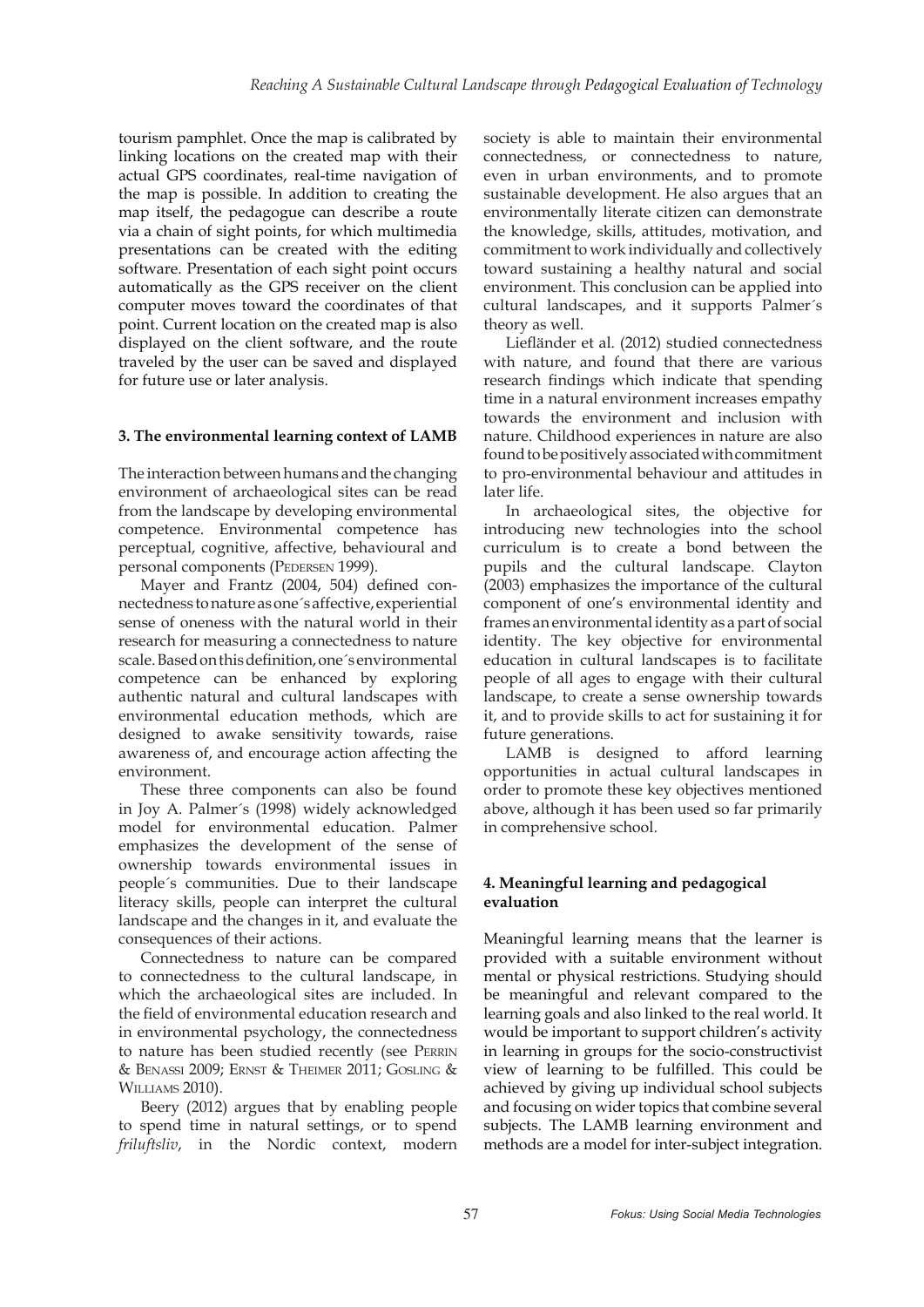tourism pamphlet. Once the map is calibrated by linking locations on the created map with their actual GPS coordinates, real-time navigation of the map is possible. In addition to creating the map itself, the pedagogue can describe a route via a chain of sight points, for which multimedia presentations can be created with the editing software. Presentation of each sight point occurs automatically as the GPS receiver on the client computer moves toward the coordinates of that point. Current location on the created map is also displayed on the client software, and the route traveled by the user can be saved and displayed for future use or later analysis.

### 3. The environmental learning context of LAMB

The interaction between humans and the changing environment of archaeological sites can be read from the landscape by developing environmental competence. Environmental competence has perceptual, cognitive, affective, behavioural and personal components (Pedersen 1999).

Mayer and Frantz (2004, 504) defined connectedness to nature as one´s affective, experiential sense of oneness with the natural world in their research for measuring a connectedness to nature scale. Based on this definition, one´s environmental competence can be enhanced by exploring authentic natural and cultural landscapes with environmental education methods, which are designed to awake sensitivity towards, raise awareness of, and encourage action affecting the environment.

These three components can also be found in Joy A. Palmer´s (1998) widely acknowledged model for environmental education. Palmer emphasizes the development of the sense of ownership towards environmental issues in people´s communities. Due to their landscape literacy skills, people can interpret the cultural landscape and the changes in it, and evaluate the consequences of their actions.

Connectedness to nature can be compared to connectedness to the cultural landscape, in which the archaeological sites are included. In the field of environmental education research and in environmental psychology, the connectedness to nature has been studied recently (see Perrin & Benassi 2009; Ernst & Theimer 2011; Gosling & Williams 2010).

Beery (2012) argues that by enabling people to spend time in natural settings, or to spend *friluftsliv*, in the Nordic context, modern society is able to maintain their environmental connectedness, or connectedness to nature, even in urban environments, and to promote sustainable development. He also argues that an environmentally literate citizen can demonstrate the knowledge, skills, attitudes, motivation, and commitment to work individually and collectively toward sustaining a healthy natural and social environment. This conclusion can be applied into cultural landscapes, and it supports Palmer´s theory as well.

Liefländer et al. (2012) studied connectedness with nature, and found that there are various research findings which indicate that spending time in a natural environment increases empathy towards the environment and inclusion with nature. Childhood experiences in nature are also found to be positively associated with commitment to pro-environmental behaviour and attitudes in later life.

In archaeological sites, the objective for introducing new technologies into the school curriculum is to create a bond between the pupils and the cultural landscape. Clayton (2003) emphasizes the importance of the cultural component of one's environmental identity and frames an environmental identity as a part of social identity. The key objective for environmental education in cultural landscapes is to facilitate people of all ages to engage with their cultural landscape, to create a sense ownership towards it, and to provide skills to act for sustaining it for future generations.

LAMB is designed to afford learning opportunities in actual cultural landscapes in order to promote these key objectives mentioned above, although it has been used so far primarily in comprehensive school.

### 4. Meaningful learning and pedagogical evaluation

Meaningful learning means that the learner is provided with a suitable environment without mental or physical restrictions. Studying should be meaningful and relevant compared to the learning goals and also linked to the real world. It would be important to support children's activity in learning in groups for the socio-constructivist view of learning to be fulfilled. This could be achieved by giving up individual school subjects and focusing on wider topics that combine several subjects. The LAMB learning environment and methods are a model for inter-subject integration.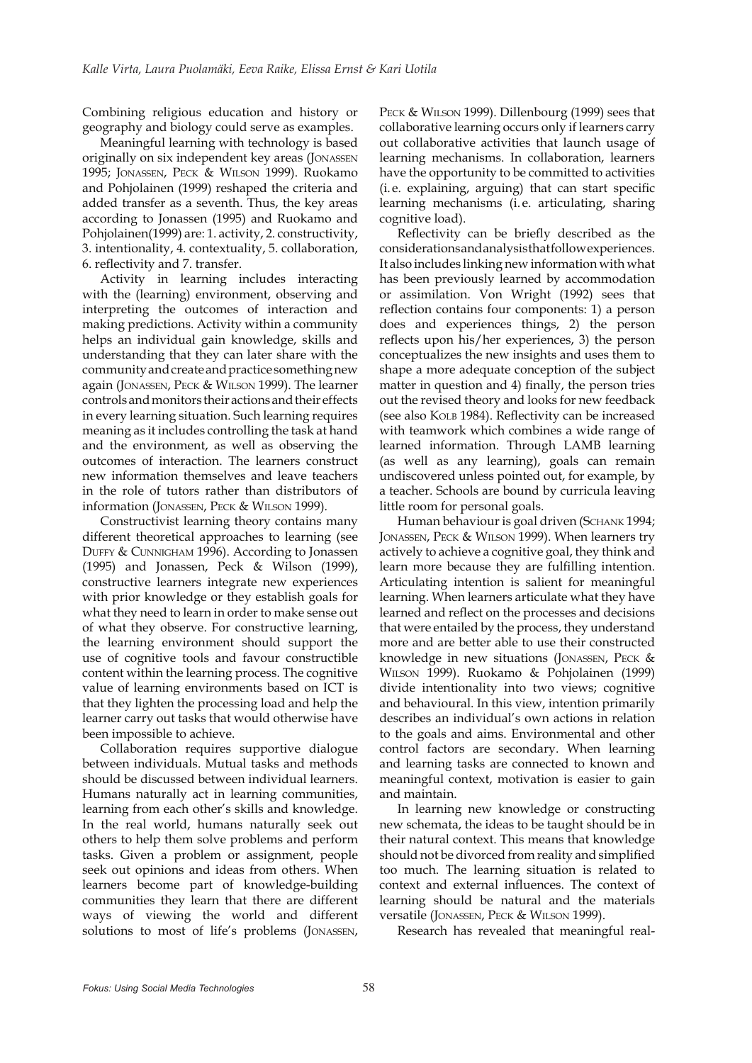Combining religious education and history or geography and biology could serve as examples.

Meaningful learning with technology is based originally on six independent key areas (Jonassen 1995; Jonassen, Peck & Wilson 1999). Ruokamo and Pohjolainen (1999) reshaped the criteria and added transfer as a seventh. Thus, the key areas according to Jonassen (1995) and Ruokamo and Pohjolainen(1999) are: 1. activity, 2. constructivity, 3. intentionality, 4. contextuality, 5. collaboration, 6. reflectivity and 7. transfer.

Activity in learning includes interacting with the (learning) environment, observing and interpreting the outcomes of interaction and making predictions. Activity within a community helps an individual gain knowledge, skills and understanding that they can later share with the community and create and practice something new again (Jonassen, Peck & Wilson 1999). The learner controls and monitors their actions and their effects in every learning situation. Such learning requires meaning as it includes controlling the task at hand and the environment, as well as observing the outcomes of interaction. The learners construct new information themselves and leave teachers in the role of tutors rather than distributors of information (Jonassen, Peck & Wilson 1999).

Constructivist learning theory contains many different theoretical approaches to learning (see Duffy & Cunnigham 1996). According to Jonassen (1995) and Jonassen, Peck & Wilson (1999), constructive learners integrate new experiences with prior knowledge or they establish goals for what they need to learn in order to make sense out of what they observe. For constructive learning, the learning environment should support the use of cognitive tools and favour constructible content within the learning process. The cognitive value of learning environments based on ICT is that they lighten the processing load and help the learner carry out tasks that would otherwise have been impossible to achieve.

Collaboration requires supportive dialogue between individuals. Mutual tasks and methods should be discussed between individual learners. Humans naturally act in learning communities, learning from each other's skills and knowledge. In the real world, humans naturally seek out others to help them solve problems and perform tasks. Given a problem or assignment, people seek out opinions and ideas from others. When learners become part of knowledge-building communities they learn that there are different ways of viewing the world and different solutions to most of life's problems (Jonassen, Peck & Wilson 1999). Dillenbourg (1999) sees that collaborative learning occurs only if learners carry out collaborative activities that launch usage of learning mechanisms. In collaboration, learners have the opportunity to be committed to activities (i.e. explaining, arguing) that can start specific learning mechanisms (i.e. articulating, sharing cognitive load).

Reflectivity can be briefly described as the considerations and analysis that follow experiences. It also includes linking new information with what has been previously learned by accommodation or assimilation. Von Wright (1992) sees that reflection contains four components: 1) a person does and experiences things, 2) the person reflects upon his/her experiences, 3) the person conceptualizes the new insights and uses them to shape a more adequate conception of the subject matter in question and 4) finally, the person tries out the revised theory and looks for new feedback (see also Kolb 1984). Reflectivity can be increased with teamwork which combines a wide range of learned information. Through LAMB learning (as well as any learning), goals can remain undiscovered unless pointed out, for example, by a teacher. Schools are bound by curricula leaving little room for personal goals.

Human behaviour is goal driven (Schank 1994; Jonassen, Peck & Wilson 1999). When learners try actively to achieve a cognitive goal, they think and learn more because they are fulfilling intention. Articulating intention is salient for meaningful learning. When learners articulate what they have learned and reflect on the processes and decisions that were entailed by the process, they understand more and are better able to use their constructed knowledge in new situations (Jonassen, Peck & Wilson 1999). Ruokamo & Pohjolainen (1999) divide intentionality into two views; cognitive and behavioural. In this view, intention primarily describes an individual's own actions in relation to the goals and aims. Environmental and other control factors are secondary. When learning and learning tasks are connected to known and meaningful context, motivation is easier to gain and maintain.

In learning new knowledge or constructing new schemata, the ideas to be taught should be in their natural context. This means that knowledge should not be divorced from reality and simplified too much. The learning situation is related to context and external influences. The context of learning should be natural and the materials versatile (Jonassen, Peck & Wilson 1999).

Research has revealed that meaningful real-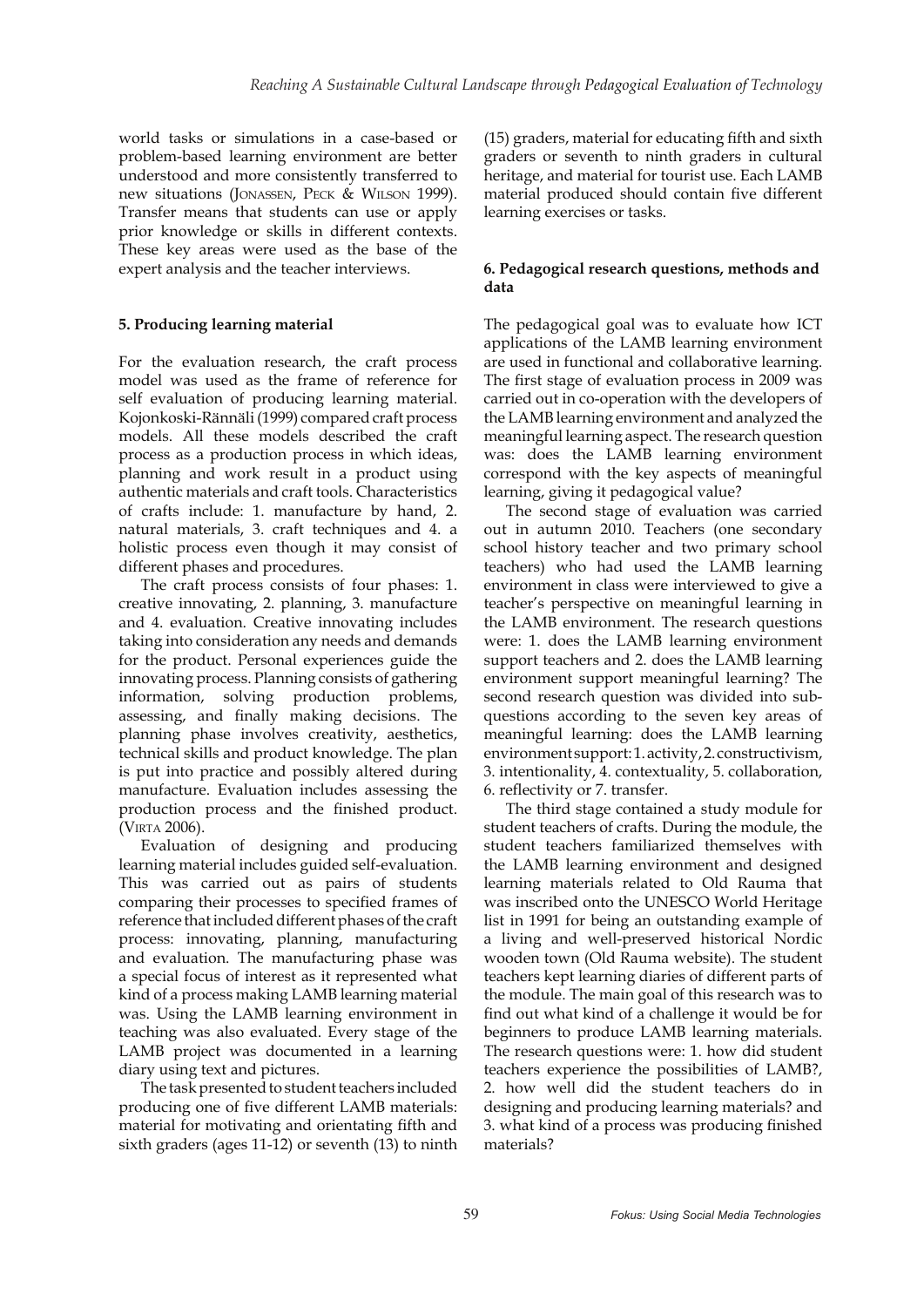world tasks or simulations in a case-based or problem-based learning environment are better understood and more consistently transferred to new situations (Jonassen, Peck & Wilson 1999). Transfer means that students can use or apply prior knowledge or skills in different contexts. These key areas were used as the base of the expert analysis and the teacher interviews.

### 5. Producing learning material

For the evaluation research, the craft process model was used as the frame of reference for self evaluation of producing learning material. Kojonkoski-Rännäli (1999) compared craft process models. All these models described the craft process as a production process in which ideas, planning and work result in a product using authentic materials and craft tools. Characteristics of crafts include: 1. manufacture by hand, 2. natural materials, 3. craft techniques and 4. a holistic process even though it may consist of different phases and procedures.

The craft process consists of four phases: 1. creative innovating, 2. planning, 3. manufacture and 4. evaluation. Creative innovating includes taking into consideration any needs and demands for the product. Personal experiences guide the innovating process. Planning consists of gathering information, solving production problems, assessing, and finally making decisions. The planning phase involves creativity, aesthetics, technical skills and product knowledge. The plan is put into practice and possibly altered during manufacture. Evaluation includes assessing the production process and the finished product. (Virta 2006).

Evaluation of designing and producing learning material includes guided self-evaluation. This was carried out as pairs of students comparing their processes to specified frames of reference that included different phases of the craft process: innovating, planning, manufacturing and evaluation. The manufacturing phase was a special focus of interest as it represented what kind of a process making LAMB learning material was. Using the LAMB learning environment in teaching was also evaluated. Every stage of the LAMB project was documented in a learning diary using text and pictures.

The task presented to student teachers included producing one of five different LAMB materials: material for motivating and orientating fifth and sixth graders (ages 11-12) or seventh (13) to ninth (15) graders, material for educating fifth and sixth graders or seventh to ninth graders in cultural heritage, and material for tourist use. Each LAMB material produced should contain five different learning exercises or tasks.

### 6. Pedagogical research questions, methods and data

The pedagogical goal was to evaluate how ICT applications of the LAMB learning environment are used in functional and collaborative learning. The first stage of evaluation process in 2009 was carried out in co-operation with the developers of the LAMB learning environment and analyzed the meaningful learning aspect. The research question was: does the LAMB learning environment correspond with the key aspects of meaningful learning, giving it pedagogical value?

The second stage of evaluation was carried out in autumn 2010. Teachers (one secondary school history teacher and two primary school teachers) who had used the LAMB learning environment in class were interviewed to give a teacher's perspective on meaningful learning in the LAMB environment. The research questions were: 1. does the LAMB learning environment support teachers and 2. does the LAMB learning environment support meaningful learning? The second research question was divided into sub-questions according to the seven key areas of meaningful learning: does the LAMB learning environment support: 1. activity, 2. constructivism, 3. intentionality, 4. contextuality, 5. collaboration, 6. reflectivity or 7. transfer.

The third stage contained a study module for student teachers of crafts. During the module, the student teachers familiarized themselves with the LAMB learning environment and designed learning materials related to Old Rauma that was inscribed onto the UNESCO World Heritage list in 1991 for being an outstanding example of a living and well-preserved historical Nordic wooden town (Old Rauma website). The student teachers kept learning diaries of different parts of the module. The main goal of this research was to find out what kind of a challenge it would be for beginners to produce LAMB learning materials. The research questions were: 1. how did student teachers experience the possibilities of LAMB?, 2. how well did the student teachers do in designing and producing learning materials? and 3. what kind of a process was producing finished materials?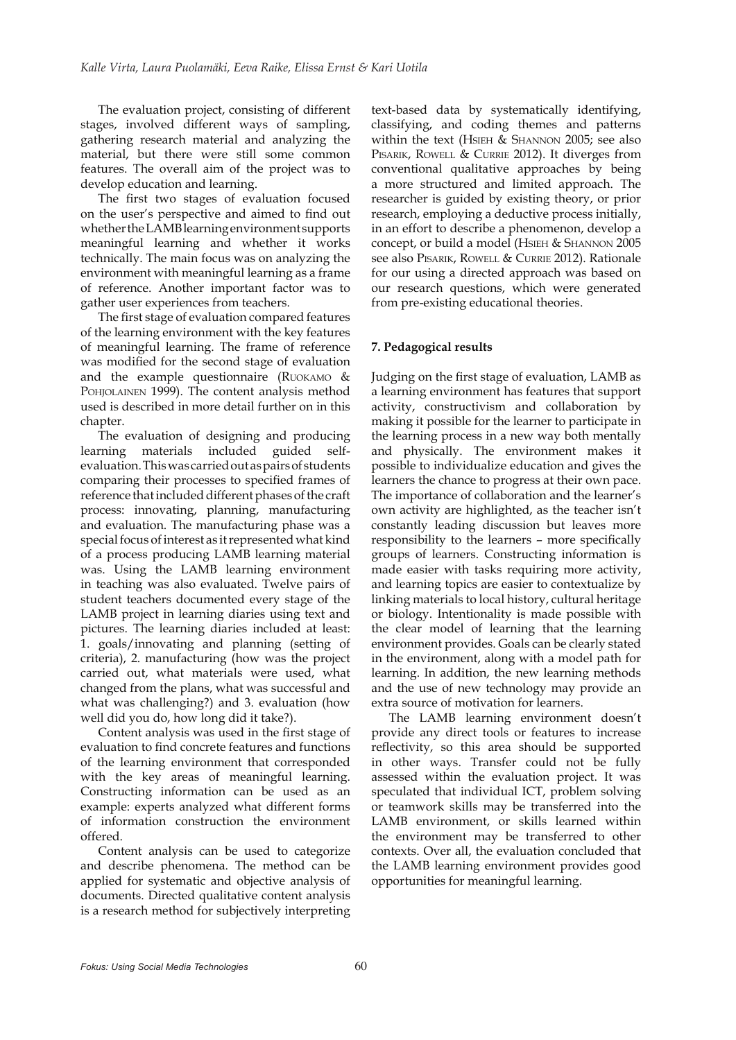The evaluation project, consisting of different stages, involved different ways of sampling, gathering research material and analyzing the material, but there were still some common features. The overall aim of the project was to develop education and learning.

The first two stages of evaluation focused on the user's perspective and aimed to find out whether the LAMB learning environment supports meaningful learning and whether it works technically. The main focus was on analyzing the environment with meaningful learning as a frame of reference. Another important factor was to gather user experiences from teachers.

The first stage of evaluation compared features of the learning environment with the key features of meaningful learning. The frame of reference was modified for the second stage of evaluation and the example questionnaire (Ruokamo & Pohjolainen 1999). The content analysis method used is described in more detail further on in this chapter.

The evaluation of designing and producing learning materials included guided self-evaluation. This was carried out as pairs of students comparing their processes to specified frames of reference that included different phases of the craft process: innovating, planning, manufacturing and evaluation. The manufacturing phase was a special focus of interest as it represented what kind of a process producing LAMB learning material was. Using the LAMB learning environment in teaching was also evaluated. Twelve pairs of student teachers documented every stage of the LAMB project in learning diaries using text and pictures. The learning diaries included at least: 1. goals/innovating and planning (setting of criteria), 2. manufacturing (how was the project carried out, what materials were used, what changed from the plans, what was successful and what was challenging?) and 3. evaluation (how well did you do, how long did it take?).

Content analysis was used in the first stage of evaluation to find concrete features and functions of the learning environment that corresponded with the key areas of meaningful learning. Constructing information can be used as an example: experts analyzed what different forms of information construction the environment offered.

Content analysis can be used to categorize and describe phenomena. The method can be applied for systematic and objective analysis of documents. Directed qualitative content analysis is a research method for subjectively interpreting text-based data by systematically identifying, classifying, and coding themes and patterns within the text (Hsieh & Shannon 2005; see also Pisarik, Rowell & Currie 2012). It diverges from conventional qualitative approaches by being a more structured and limited approach. The researcher is guided by existing theory, or prior research, employing a deductive process initially, in an effort to describe a phenomenon, develop a concept, or build a model (Hsieh & Shannon 2005 see also Pisarik, Rowell & Currie 2012). Rationale for our using a directed approach was based on our research questions, which were generated from pre-existing educational theories.

## 7. Pedagogical results

Judging on the first stage of evaluation, LAMB as a learning environment has features that support activity, constructivism and collaboration by making it possible for the learner to participate in the learning process in a new way both mentally and physically. The environment makes it possible to individualize education and gives the learners the chance to progress at their own pace. The importance of collaboration and the learner's own activity are highlighted, as the teacher isn't constantly leading discussion but leaves more responsibility to the learners – more specifically groups of learners. Constructing information is made easier with tasks requiring more activity, and learning topics are easier to contextualize by linking materials to local history, cultural heritage or biology. Intentionality is made possible with the clear model of learning that the learning environment provides. Goals can be clearly stated in the environment, along with a model path for learning. In addition, the new learning methods and the use of new technology may provide an extra source of motivation for learners.

The LAMB learning environment doesn't provide any direct tools or features to increase reflectivity, so this area should be supported in other ways. Transfer could not be fully assessed within the evaluation project. It was speculated that individual ICT, problem solving or teamwork skills may be transferred into the LAMB environment, or skills learned within the environment may be transferred to other contexts. Over all, the evaluation concluded that the LAMB learning environment provides good opportunities for meaningful learning.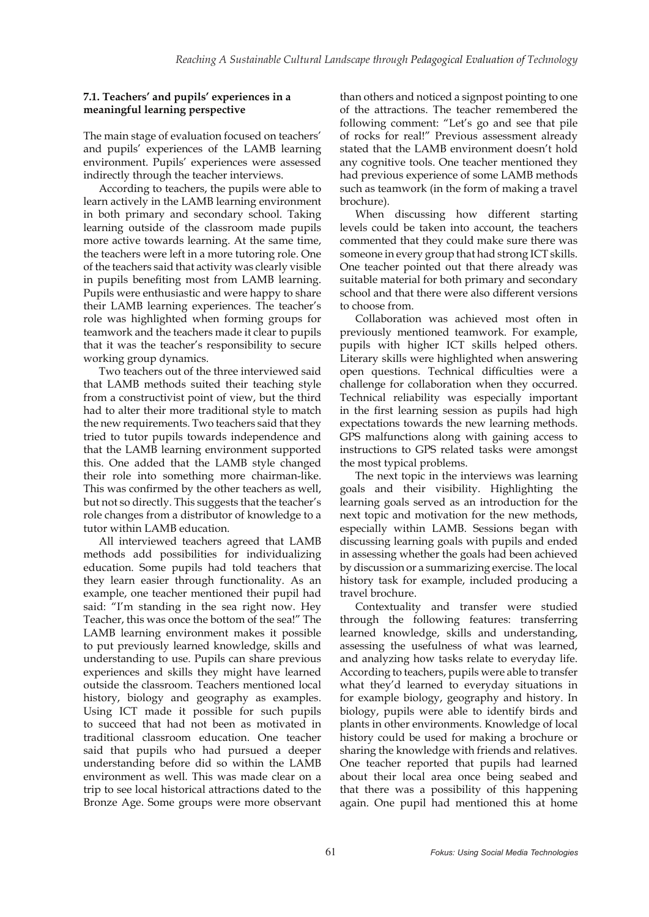### 7.1. Teachers' and pupils' experiences in a meaningful learning perspective

The main stage of evaluation focused on teachers' and pupils' experiences of the LAMB learning environment. Pupils' experiences were assessed indirectly through the teacher interviews.

According to teachers, the pupils were able to learn actively in the LAMB learning environment in both primary and secondary school. Taking learning outside of the classroom made pupils more active towards learning. At the same time, the teachers were left in a more tutoring role. One of the teachers said that activity was clearly visible in pupils benefiting most from LAMB learning. Pupils were enthusiastic and were happy to share their LAMB learning experiences. The teacher's role was highlighted when forming groups for teamwork and the teachers made it clear to pupils that it was the teacher's responsibility to secure working group dynamics.

Two teachers out of the three interviewed said that LAMB methods suited their teaching style from a constructivist point of view, but the third had to alter their more traditional style to match the new requirements. Two teachers said that they tried to tutor pupils towards independence and that the LAMB learning environment supported this. One added that the LAMB style changed their role into something more chairman-like. This was confirmed by the other teachers as well, but not so directly. This suggests that the teacher's role changes from a distributor of knowledge to a tutor within LAMB education.

All interviewed teachers agreed that LAMB methods add possibilities for individualizing education. Some pupils had told teachers that they learn easier through functionality. As an example, one teacher mentioned their pupil had said: "I'm standing in the sea right now. Hey Teacher, this was once the bottom of the sea!" The LAMB learning environment makes it possible to put previously learned knowledge, skills and understanding to use. Pupils can share previous experiences and skills they might have learned outside the classroom. Teachers mentioned local history, biology and geography as examples. Using ICT made it possible for such pupils to succeed that had not been as motivated in traditional classroom education. One teacher said that pupils who had pursued a deeper understanding before did so within the LAMB environment as well. This was made clear on a trip to see local historical attractions dated to the Bronze Age. Some groups were more observant than others and noticed a signpost pointing to one of the attractions. The teacher remembered the following comment: "Let's go and see that pile of rocks for real!" Previous assessment already stated that the LAMB environment doesn't hold any cognitive tools. One teacher mentioned they had previous experience of some LAMB methods such as teamwork (in the form of making a travel brochure).

When discussing how different starting levels could be taken into account, the teachers commented that they could make sure there was someone in every group that had strong ICT skills. One teacher pointed out that there already was suitable material for both primary and secondary school and that there were also different versions to choose from.

Collaboration was achieved most often in previously mentioned teamwork. For example, pupils with higher ICT skills helped others. Literary skills were highlighted when answering open questions. Technical difficulties were a challenge for collaboration when they occurred. Technical reliability was especially important in the first learning session as pupils had high expectations towards the new learning methods. GPS malfunctions along with gaining access to instructions to GPS related tasks were amongst the most typical problems.

The next topic in the interviews was learning goals and their visibility. Highlighting the learning goals served as an introduction for the next topic and motivation for the new methods, especially within LAMB. Sessions began with discussing learning goals with pupils and ended in assessing whether the goals had been achieved by discussion or a summarizing exercise. The local history task for example, included producing a travel brochure.

Contextuality and transfer were studied through the following features: transferring learned knowledge, skills and understanding, assessing the usefulness of what was learned, and analyzing how tasks relate to everyday life. According to teachers, pupils were able to transfer what they'd learned to everyday situations in for example biology, geography and history. In biology, pupils were able to identify birds and plants in other environments. Knowledge of local history could be used for making a brochure or sharing the knowledge with friends and relatives. One teacher reported that pupils had learned about their local area once being seabed and that there was a possibility of this happening again. One pupil had mentioned this at home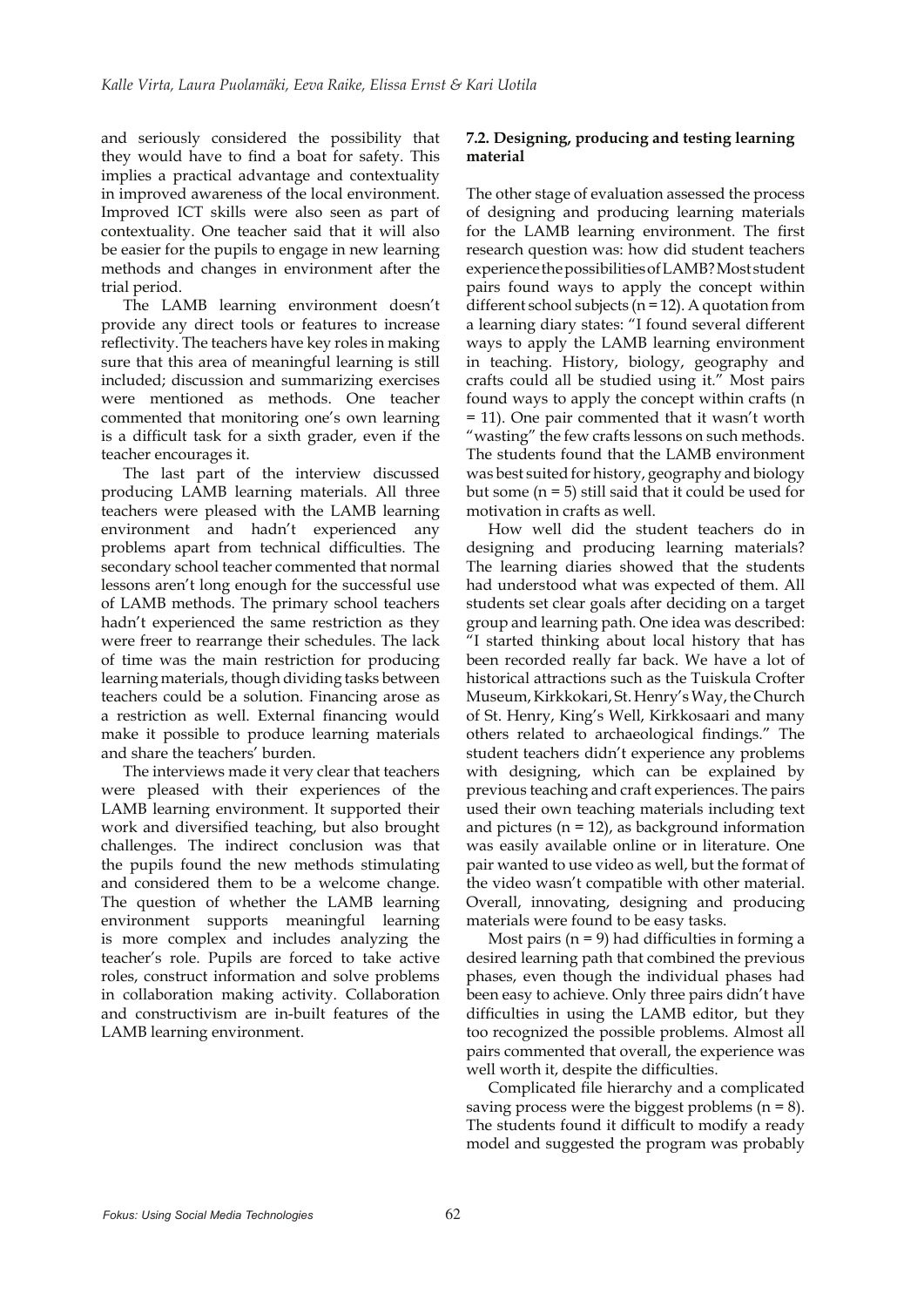and seriously considered the possibility that they would have to find a boat for safety. This implies a practical advantage and contextuality in improved awareness of the local environment. Improved ICT skills were also seen as part of contextuality. One teacher said that it will also be easier for the pupils to engage in new learning methods and changes in environment after the trial period.

The LAMB learning environment doesn't provide any direct tools or features to increase reflectivity. The teachers have key roles in making sure that this area of meaningful learning is still included; discussion and summarizing exercises were mentioned as methods. One teacher commented that monitoring one's own learning is a difficult task for a sixth grader, even if the teacher encourages it.

The last part of the interview discussed producing LAMB learning materials. All three teachers were pleased with the LAMB learning environment and hadn't experienced any problems apart from technical difficulties. The secondary school teacher commented that normal lessons aren't long enough for the successful use of LAMB methods. The primary school teachers hadn't experienced the same restriction as they were freer to rearrange their schedules. The lack of time was the main restriction for producing learning materials, though dividing tasks between teachers could be a solution. Financing arose as a restriction as well. External financing would make it possible to produce learning materials and share the teachers' burden.

The interviews made it very clear that teachers were pleased with their experiences of the LAMB learning environment. It supported their work and diversified teaching, but also brought challenges. The indirect conclusion was that the pupils found the new methods stimulating and considered them to be a welcome change. The question of whether the LAMB learning environment supports meaningful learning is more complex and includes analyzing the teacher's role. Pupils are forced to take active roles, construct information and solve problems in collaboration making activity. Collaboration and constructivism are in-built features of the LAMB learning environment.

### 7.2. Designing, producing and testing learning material

The other stage of evaluation assessed the process of designing and producing learning materials for the LAMB learning environment. The first research question was: how did student teachers experience the possibilities of LAMB? Most student pairs found ways to apply the concept within different school subjects (n = 12). A quotation from a learning diary states: "I found several different ways to apply the LAMB learning environment in teaching. History, biology, geography and crafts could all be studied using it." Most pairs found ways to apply the concept within crafts (n = 11). One pair commented that it wasn't worth "wasting" the few crafts lessons on such methods. The students found that the LAMB environment was best suited for history, geography and biology but some (n = 5) still said that it could be used for motivation in crafts as well.

How well did the student teachers do in designing and producing learning materials? The learning diaries showed that the students had understood what was expected of them. All students set clear goals after deciding on a target group and learning path. One idea was described: "I started thinking about local history that has been recorded really far back. We have a lot of historical attractions such as the Tuiskula Crofter Museum, Kirkkokari, St. Henry's Way, the Church of St. Henry, King's Well, Kirkkosaari and many others related to archaeological findings." The student teachers didn't experience any problems with designing, which can be explained by previous teaching and craft experiences. The pairs used their own teaching materials including text and pictures (n = 12), as background information was easily available online or in literature. One pair wanted to use video as well, but the format of the video wasn't compatible with other material. Overall, innovating, designing and producing materials were found to be easy tasks.

Most pairs (n = 9) had difficulties in forming a desired learning path that combined the previous phases, even though the individual phases had been easy to achieve. Only three pairs didn't have difficulties in using the LAMB editor, but they too recognized the possible problems. Almost all pairs commented that overall, the experience was well worth it, despite the difficulties.

Complicated file hierarchy and a complicated saving process were the biggest problems (n = 8). The students found it difficult to modify a ready model and suggested the program was probably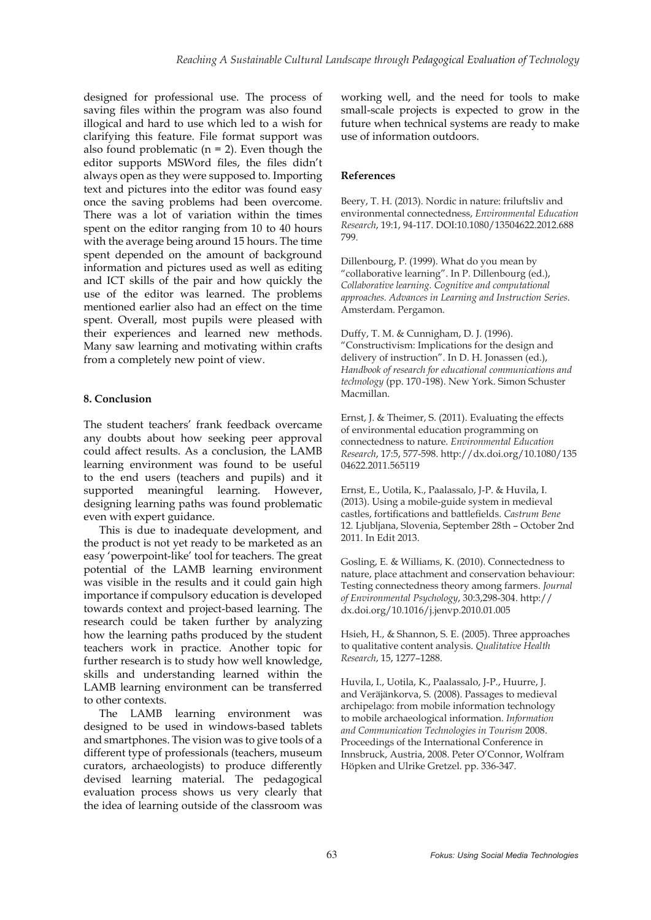designed for professional use. The process of saving files within the program was also found illogical and hard to use which led to a wish for clarifying this feature. File format support was also found problematic (n = 2). Even though the editor supports MSWord files, the files didn't always open as they were supposed to. Importing text and pictures into the editor was found easy once the saving problems had been overcome. There was a lot of variation within the times spent on the editor ranging from 10 to 40 hours with the average being around 15 hours. The time spent depended on the amount of background information and pictures used as well as editing and ICT skills of the pair and how quickly the use of the editor was learned. The problems mentioned earlier also had an effect on the time spent. Overall, most pupils were pleased with their experiences and learned new methods. Many saw learning and motivating within crafts from a completely new point of view.

## 8. Conclusion

The student teachers' frank feedback overcame any doubts about how seeking peer approval could affect results. As a conclusion, the LAMB learning environment was found to be useful to the end users (teachers and pupils) and it supported meaningful learning. However, designing learning paths was found problematic even with expert guidance.

This is due to inadequate development, and the product is not yet ready to be marketed as an easy 'powerpoint-like' tool for teachers. The great potential of the LAMB learning environment was visible in the results and it could gain high importance if compulsory education is developed towards context and project-based learning. The research could be taken further by analyzing how the learning paths produced by the student teachers work in practice. Another topic for further research is to study how well knowledge, skills and understanding learned within the LAMB learning environment can be transferred to other contexts.

The LAMB learning environment was designed to be used in windows-based tablets and smartphones. The vision was to give tools of a different type of professionals (teachers, museum curators, archaeologists) to produce differently devised learning material. The pedagogical evaluation process shows us very clearly that the idea of learning outside of the classroom was working well, and the need for tools to make small-scale projects is expected to grow in the future when technical systems are ready to make use of information outdoors.

## References

Beery, T. H. (2013). Nordic in nature: friluftsliv and environmental connectedness, *Environmental Education Research*, 19:1, 94-117. DOI:10.1080/13504622.2012.688799.

Dillenbourg, P. (1999). What do you mean by "collaborative learning". In P. Dillenbourg (ed.), *Collaborative learning. Cognitive and computational approaches. Advances in Learning and Instruction Series*. Amsterdam. Pergamon.

Duffy, T. M. & Cunnigham, D. J. (1996). "Constructivism: Implications for the design and delivery of instruction". In D. H. Jonassen (ed.), *Handbook of research for educational communications and technology* (pp. 170-198). New York. Simon Schuster Macmillan.

Ernst, J. & Theimer, S. (2011). Evaluating the effects of environmental education programming on connectedness to nature. *Environmental Education Research*, 17:5, 577-598. http://dx.doi.org/10.1080/13504622.2011.565119

Ernst, E., Uotila, K., Paalassalo, J-P. & Huvila, I. (2013). Using a mobile-guide system in medieval castles, fortifications and battlefields. *Castrum Bene* 12. Ljubljana, Slovenia, September 28th – October 2nd 2011. In Edit 2013.

Gosling, E. & Williams, K. (2010). Connectedness to nature, place attachment and conservation behaviour: Testing connectedness theory among farmers. *Journal of Environmental Psychology*, 30:3,298-304. http://dx.doi.org/10.1016/j.jenvp.2010.01.005

Hsieh, H., & Shannon, S. E. (2005). Three approaches to qualitative content analysis. *Qualitative Health Research*, 15, 1277–1288.

Huvila, I., Uotila, K., Paalassalo, J-P., Huurre, J. and Veräjänkorva, S. (2008). Passages to medieval archipelago: from mobile information technology to mobile archaeological information. *Information and Communication Technologies in Tourism* 2008. Proceedings of the International Conference in Innsbruck, Austria, 2008. Peter O'Connor, Wolfram Höpken and Ulrike Gretzel. pp. 336-347.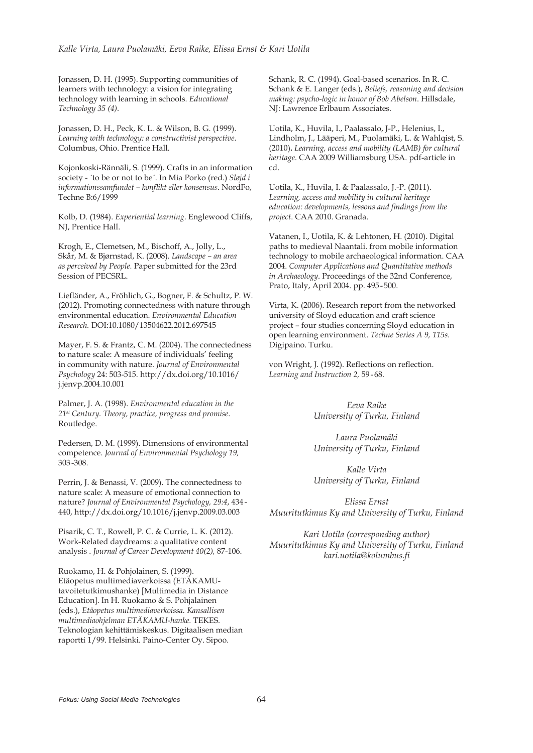Jonassen, D. H. (1995). Supporting communities of learners with technology: a vision for integrating technology with learning in schools. *Educational Technology 35 (4)*.

Jonassen, D. H., Peck, K. L. & Wilson, B. G. (1999). *Learning with technology: a constructivist perspective*. Columbus, Ohio. Prentice Hall.

Kojonkoski-Rännäli, S. (1999). Crafts in an information society - ´to be or not to be´. In Mia Porko (red.) *Sløjd i informationssamfundet – konflikt eller konsensus*. NordFo, Techne B:6/1999

Kolb, D. (1984). *Experiential learning*. Englewood Cliffs, NJ, Prentice Hall.

Krogh, E., Clemetsen, M., Bischoff, A., Jolly, L., Skår, M. & Bjørnstad, K. (2008). *Landscape – an area as perceived by People.* Paper submitted for the 23rd Session of PECSRL.

Liefländer, A., Fröhlich, G., Bogner, F. & Schultz, P. W. (2012). Promoting connectedness with nature through environmental education. *Environmental Education Research.* DOI:10.1080/13504622.2012.697545

Mayer, F. S. & Frantz, C. M. (2004). The connectedness to nature scale: A measure of individuals' feeling in community with nature. *Journal of Environmental Psychology* 24: 503-515. http://dx.doi.org/10.1016/j.jenvp.2004.10.001

Palmer, J. A. (1998). *Environmental education in the 21st Century. Theory, practice, progress and promise*. Routledge.

Pedersen, D. M. (1999). Dimensions of environmental competence. *Journal of Environmental Psychology 19,* 303-308.

Perrin, J. & Benassi, V. (2009). The connectedness to nature scale: A measure of emotional connection to nature? *Journal of Environmental Psychology, 29:4*, 434-440, http://dx.doi.org/10.1016/j.jenvp.2009.03.003

Pisarik, C. T., Rowell, P. C. & Currie, L. K. (2012). Work-Related daydreams: a qualitative content analysis . *Journal of Career Development 40(2),* 87-106.

Ruokamo, H. & Pohjolainen, S. (1999). Etäopetus multimediaverkoissa (ETÄKAMU-tavoitetutkimushanke) [Multimedia in Distance Education]. In H. Ruokamo & S. Pohjalainen (eds.), *Etäopetus multimediaverkoissa. Kansallisen multimediaohjelman ETÄKAMU-hanke.* TEKES. Teknologian kehittämiskeskus. Digitaalisen median raportti 1/99. Helsinki. Paino-Center Oy. Sipoo.

Schank, R. C. (1994). Goal-based scenarios. In R. C. Schank & E. Langer (eds.), *Beliefs, reasoning and decision making: psycho-logic in honor of Bob Abelson*. Hillsdale, NJ: Lawrence Erlbaum Associates.

Uotila, K., Huvila, I., Paalassalo, J-P., Helenius, I., Lindholm, J., Lääperi, M., Puolamäki, L. & Wahlqist, S. (2010). *Learning, access and mobility (LAMB) for cultural heritage*. CAA 2009 Williamsburg USA. pdf-article in cd.

Uotila, K., Huvila, I. & Paalassalo, J.-P. (2011). *Learning, access and mobility in cultural heritage education: developments, lessons and findings from the project*. CAA 2010. Granada.

Vatanen, I., Uotila, K. & Lehtonen, H. (2010). Digital paths to medieval Naantali. from mobile information technology to mobile archaeological information. CAA 2004. *Computer Applications and Quantitative methods in Archaeology*. Proceedings of the 32nd Conference, Prato, Italy, April 2004. pp. 495-500.

Virta, K. (2006). Research report from the networked university of Sloyd education and craft science project – four studies concerning Sloyd education in open learning environment. *Techne Series A 9, 115s.* Digipaino. Turku.

von Wright, J. (1992). Reflections on reflection. *Learning and Instruction 2,* 59-68.

*Eeva Raike*
*University of Turku, Finland*

*Laura Puolamäki*
*University of Turku, Finland*

*Kalle Virta*
*University of Turku, Finland*

*Elissa Ernst*
*Muuritutkimus Ky and University of Turku, Finland*

*Kari Uotila (corresponding author)*
*Muuritutkimus Ky and University of Turku, Finland*
*kari.uotila@kolumbus.fi*